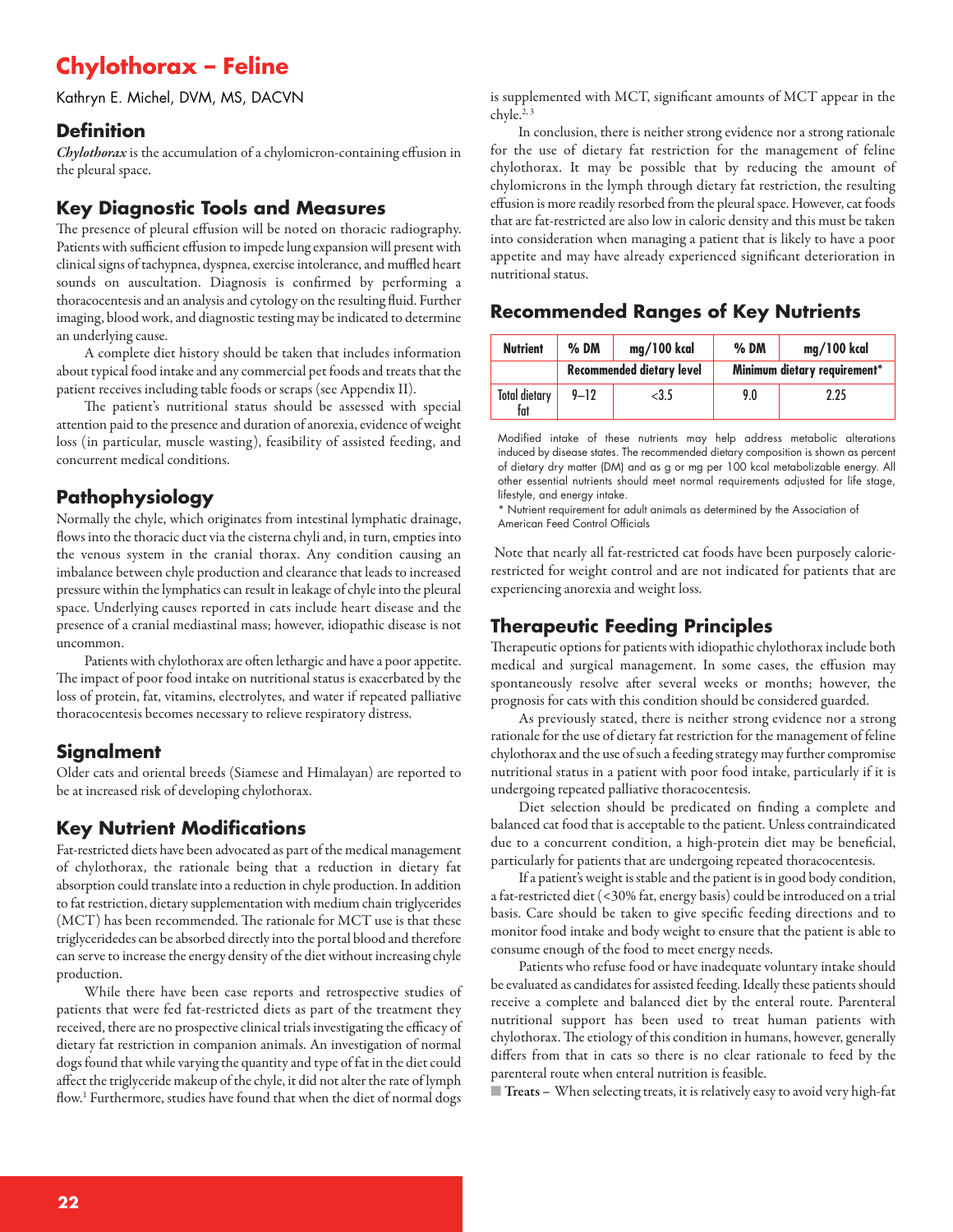# Chylothorax – Feline

Kathryn E. Michel, DVM, MS, DACVN

## Definition

***Chylothorax*** is the accumulation of a chylomicron-containing effusion in the pleural space.

## Key Diagnostic Tools and Measures

The presence of pleural effusion will be noted on thoracic radiography. Patients with sufficient effusion to impede lung expansion will present with clinical signs of tachypnea, dyspnea, exercise intolerance, and muffled heart sounds on auscultation. Diagnosis is confirmed by performing a thoracocentesis and an analysis and cytology on the resulting fluid. Further imaging, blood work, and diagnostic testing may be indicated to determine an underlying cause.

A complete diet history should be taken that includes information about typical food intake and any commercial pet foods and treats that the patient receives including table foods or scraps (see Appendix II).

The patient's nutritional status should be assessed with special attention paid to the presence and duration of anorexia, evidence of weight loss (in particular, muscle wasting), feasibility of assisted feeding, and concurrent medical conditions.

## Pathophysiology

Normally the chyle, which originates from intestinal lymphatic drainage, flows into the thoracic duct via the cisterna chyli and, in turn, empties into the venous system in the cranial thorax. Any condition causing an imbalance between chyle production and clearance that leads to increased pressure within the lymphatics can result in leakage of chyle into the pleural space. Underlying causes reported in cats include heart disease and the presence of a cranial mediastinal mass; however, idiopathic disease is not uncommon.

Patients with chylothorax are often lethargic and have a poor appetite. The impact of poor food intake on nutritional status is exacerbated by the loss of protein, fat, vitamins, electrolytes, and water if repeated palliative thoracocentesis becomes necessary to relieve respiratory distress.

## Signalment

Older cats and oriental breeds (Siamese and Himalayan) are reported to be at increased risk of developing chylothorax.

## Key Nutrient Modifications

Fat-restricted diets have been advocated as part of the medical management of chylothorax, the rationale being that a reduction in dietary fat absorption could translate into a reduction in chyle production. In addition to fat restriction, dietary supplementation with medium chain triglycerides (MCT) has been recommended. The rationale for MCT use is that these triglyceridedes can be absorbed directly into the portal blood and therefore can serve to increase the energy density of the diet without increasing chyle production.

While there have been case reports and retrospective studies of patients that were fed fat-restricted diets as part of the treatment they received, there are no prospective clinical trials investigating the efficacy of dietary fat restriction in companion animals. An investigation of normal dogs found that while varying the quantity and type of fat in the diet could affect the triglyceride makeup of the chyle, it did not alter the rate of lymph flow.[1] Furthermore, studies have found that when the diet of normal dogs is supplemented with MCT, significant amounts of MCT appear in the chyle.[2, 3]

In conclusion, there is neither strong evidence nor a strong rationale for the use of dietary fat restriction for the management of feline chylothorax. It may be possible that by reducing the amount of chylomicrons in the lymph through dietary fat restriction, the resulting effusion is more readily resorbed from the pleural space. However, cat foods that are fat-restricted are also low in caloric density and this must be taken into consideration when managing a patient that is likely to have a poor appetite and may have already experienced significant deterioration in nutritional status.

## Recommended Ranges of Key Nutrients

| Nutrient | % DM | mg/100 kcal | % DM | mg/100 kcal |
|---|---|---|---|---|
| | Recommended dietary level | | Minimum dietary requirement* | |
| Total dietary fat | 9–12 | <3.5 | 9.0 | 2.25 |

Modified intake of these nutrients may help address metabolic alterations induced by disease states. The recommended dietary composition is shown as percent of dietary dry matter (DM) and as g or mg per 100 kcal metabolizable energy. All other essential nutrients should meet normal requirements adjusted for life stage, lifestyle, and energy intake.

\* Nutrient requirement for adult animals as determined by the Association of American Feed Control Officials

Note that nearly all fat-restricted cat foods have been purposely calorie-restricted for weight control and are not indicated for patients that are experiencing anorexia and weight loss.

## Therapeutic Feeding Principles

Therapeutic options for patients with idiopathic chylothorax include both medical and surgical management. In some cases, the effusion may spontaneously resolve after several weeks or months; however, the prognosis for cats with this condition should be considered guarded.

As previously stated, there is neither strong evidence nor a strong rationale for the use of dietary fat restriction for the management of feline chylothorax and the use of such a feeding strategy may further compromise nutritional status in a patient with poor food intake, particularly if it is undergoing repeated palliative thoracocentesis.

Diet selection should be predicated on finding a complete and balanced cat food that is acceptable to the patient. Unless contraindicated due to a concurrent condition, a high-protein diet may be beneficial, particularly for patients that are undergoing repeated thoracocentesis.

If a patient's weight is stable and the patient is in good body condition, a fat-restricted diet (<30% fat, energy basis) could be introduced on a trial basis. Care should be taken to give specific feeding directions and to monitor food intake and body weight to ensure that the patient is able to consume enough of the food to meet energy needs.

Patients who refuse food or have inadequate voluntary intake should be evaluated as candidates for assisted feeding. Ideally these patients should receive a complete and balanced diet by the enteral route. Parenteral nutritional support has been used to treat human patients with chylothorax. The etiology of this condition in humans, however, generally differs from that in cats so there is no clear rationale to feed by the parenteral route when enteral nutrition is feasible.

■ **Treats –** When selecting treats, it is relatively easy to avoid very high-fat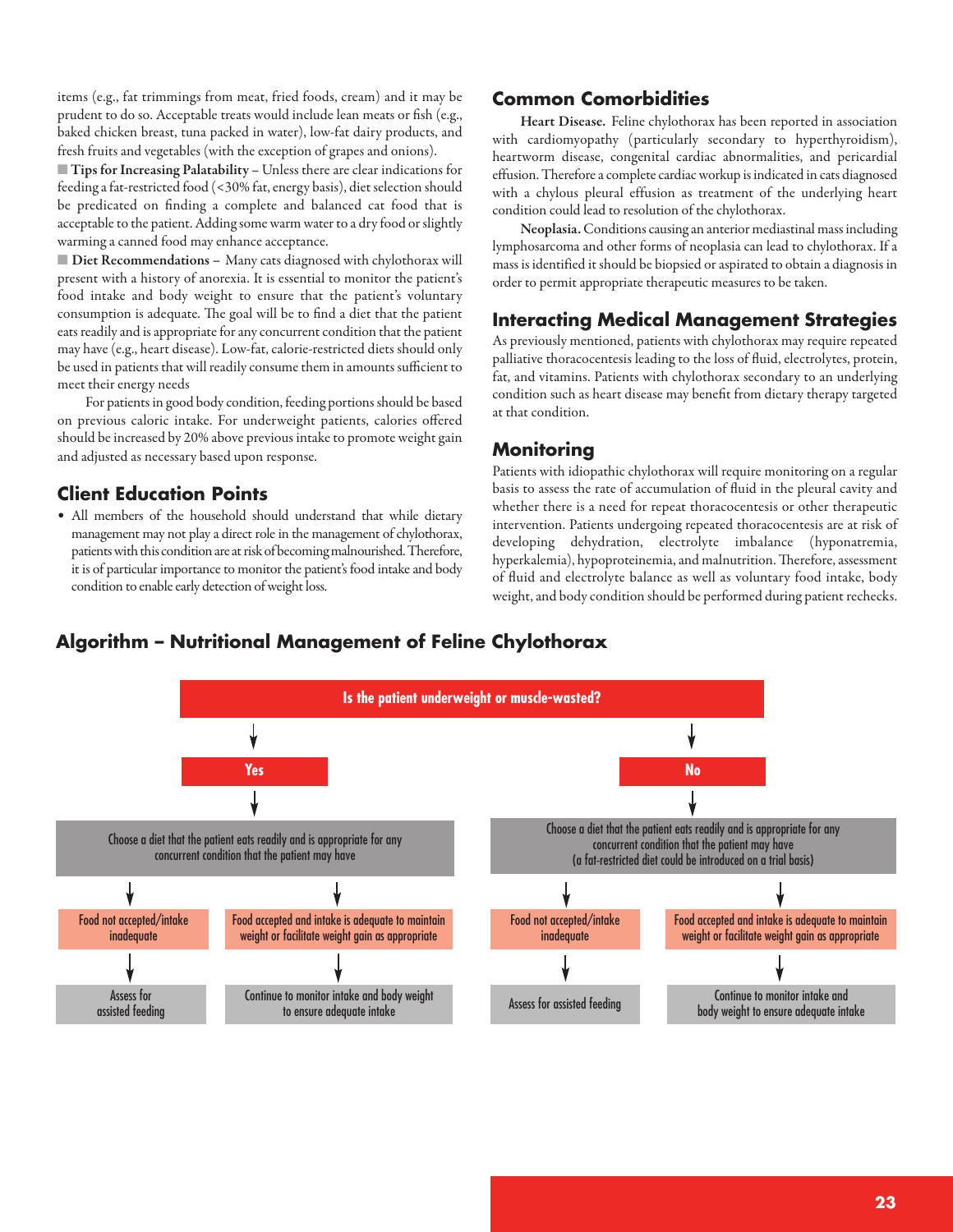items (e.g., fat trimmings from meat, fried foods, cream) and it may be prudent to do so. Acceptable treats would include lean meats or fish (e.g., baked chicken breast, tuna packed in water), low-fat dairy products, and fresh fruits and vegetables (with the exception of grapes and onions).

■ **Tips for Increasing Palatability** – Unless there are clear indications for feeding a fat-restricted food (<30% fat, energy basis), diet selection should be predicated on finding a complete and balanced cat food that is acceptable to the patient. Adding some warm water to a dry food or slightly warming a canned food may enhance acceptance.

■ **Diet Recommendations** – Many cats diagnosed with chylothorax will present with a history of anorexia. It is essential to monitor the patient's food intake and body weight to ensure that the patient's voluntary consumption is adequate. The goal will be to find a diet that the patient eats readily and is appropriate for any concurrent condition that the patient may have (e.g., heart disease). Low-fat, calorie-restricted diets should only be used in patients that will readily consume them in amounts sufficient to meet their energy needs

For patients in good body condition, feeding portions should be based on previous caloric intake. For underweight patients, calories offered should be increased by 20% above previous intake to promote weight gain and adjusted as necessary based upon response.

## Client Education Points

- All members of the household should understand that while dietary management may not play a direct role in the management of chylothorax, patients with this condition are at risk of becoming malnourished. Therefore, it is of particular importance to monitor the patient's food intake and body condition to enable early detection of weight loss.

## Common Comorbidities

**Heart Disease.** Feline chylothorax has been reported in association with cardiomyopathy (particularly secondary to hyperthyroidism), heartworm disease, congenital cardiac abnormalities, and pericardial effusion. Therefore a complete cardiac workup is indicated in cats diagnosed with a chylous pleural effusion as treatment of the underlying heart condition could lead to resolution of the chylothorax.

**Neoplasia.** Conditions causing an anterior mediastinal mass including lymphosarcoma and other forms of neoplasia can lead to chylothorax. If a mass is identified it should be biopsied or aspirated to obtain a diagnosis in order to permit appropriate therapeutic measures to be taken.

## Interacting Medical Management Strategies

As previously mentioned, patients with chylothorax may require repeated palliative thoracocentesis leading to the loss of fluid, electrolytes, protein, fat, and vitamins. Patients with chylothorax secondary to an underlying condition such as heart disease may benefit from dietary therapy targeted at that condition.

## Monitoring

Patients with idiopathic chylothorax will require monitoring on a regular basis to assess the rate of accumulation of fluid in the pleural cavity and whether there is a need for repeat thoracocentesis or other therapeutic intervention. Patients undergoing repeated thoracocentesis are at risk of developing dehydration, electrolyte imbalance (hyponatremia, hyperkalemia), hypoproteinemia, and malnutrition. Therefore, assessment of fluid and electrolyte balance as well as voluntary food intake, body weight, and body condition should be performed during patient rechecks.

## Algorithm – Nutritional Management of Feline Chylothorax

**Is the patient underweight or muscle-wasted?**

- **Yes**
  - Choose a diet that the patient eats readily and is appropriate for any concurrent condition that the patient may have
    - Food not accepted/intake inadequate → Assess for assisted feeding
    - Food accepted and intake is adequate to maintain weight or facilitate weight gain as appropriate → Continue to monitor intake and body weight to ensure adequate intake
- **No**
  - Choose a diet that the patient eats readily and is appropriate for any concurrent condition that the patient may have (a fat-restricted diet could be introduced on a trial basis)
    - Food not accepted/intake inadequate → Assess for assisted feeding
    - Food accepted and intake is adequate to maintain weight or facilitate weight gain as appropriate → Continue to monitor intake and body weight to ensure adequate intake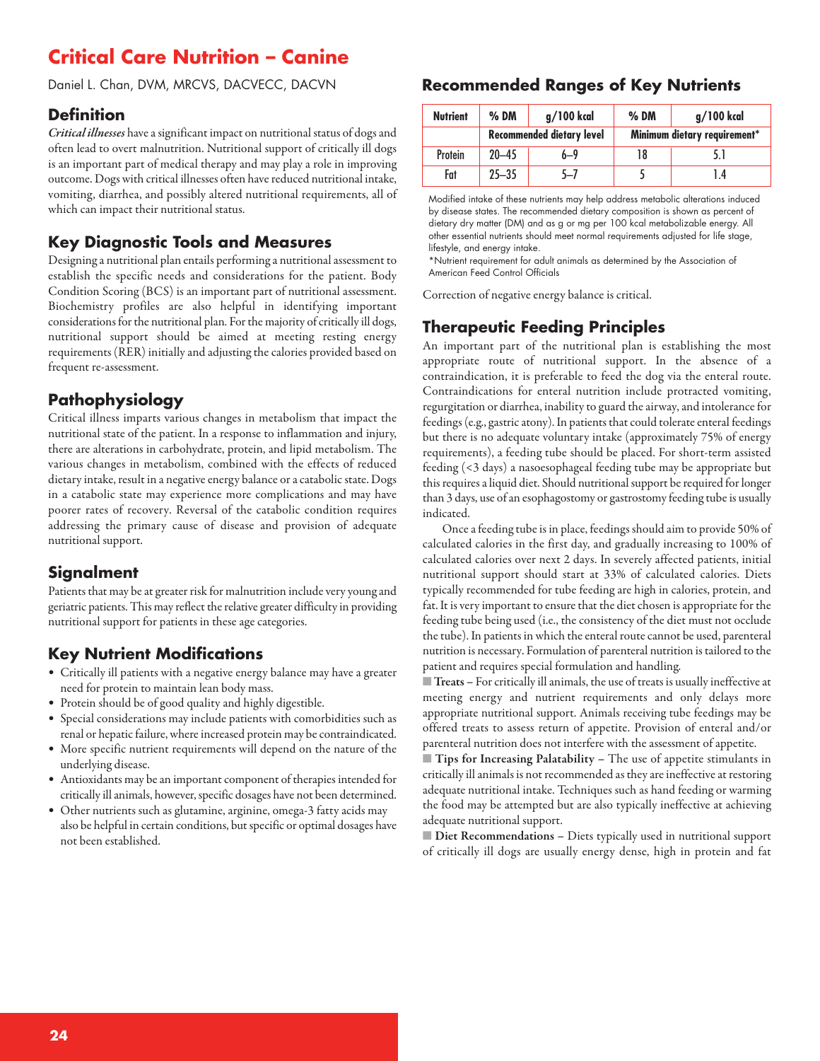# Critical Care Nutrition – Canine

Daniel L. Chan, DVM, MRCVS, DACVECC, DACVN

## Definition

*Critical illnesses* have a significant impact on nutritional status of dogs and often lead to overt malnutrition. Nutritional support of critically ill dogs is an important part of medical therapy and may play a role in improving outcome. Dogs with critical illnesses often have reduced nutritional intake, vomiting, diarrhea, and possibly altered nutritional requirements, all of which can impact their nutritional status.

## Key Diagnostic Tools and Measures

Designing a nutritional plan entails performing a nutritional assessment to establish the specific needs and considerations for the patient. Body Condition Scoring (BCS) is an important part of nutritional assessment. Biochemistry profiles are also helpful in identifying important considerations for the nutritional plan. For the majority of critically ill dogs, nutritional support should be aimed at meeting resting energy requirements (RER) initially and adjusting the calories provided based on frequent re-assessment.

## Pathophysiology

Critical illness imparts various changes in metabolism that impact the nutritional state of the patient. In a response to inflammation and injury, there are alterations in carbohydrate, protein, and lipid metabolism. The various changes in metabolism, combined with the effects of reduced dietary intake, result in a negative energy balance or a catabolic state. Dogs in a catabolic state may experience more complications and may have poorer rates of recovery. Reversal of the catabolic condition requires addressing the primary cause of disease and provision of adequate nutritional support.

## Signalment

Patients that may be at greater risk for malnutrition include very young and geriatric patients. This may reflect the relative greater difficulty in providing nutritional support for patients in these age categories.

## Key Nutrient Modifications

- Critically ill patients with a negative energy balance may have a greater need for protein to maintain lean body mass.
- Protein should be of good quality and highly digestible.
- Special considerations may include patients with comorbidities such as renal or hepatic failure, where increased protein may be contraindicated.
- More specific nutrient requirements will depend on the nature of the underlying disease.
- Antioxidants may be an important component of therapies intended for critically ill animals, however, specific dosages have not been determined.
- Other nutrients such as glutamine, arginine, omega-3 fatty acids may also be helpful in certain conditions, but specific or optimal dosages have not been established.

## Recommended Ranges of Key Nutrients

| Nutrient | % DM | g/100 kcal | % DM | g/100 kcal |
|---|---|---|---|---|
| | Recommended dietary level | | Minimum dietary requirement* | |
| Protein | 20–45 | 6–9 | 18 | 5.1 |
| Fat | 25–35 | 5–7 | 5 | 1.4 |

Modified intake of these nutrients may help address metabolic alterations induced by disease states. The recommended dietary composition is shown as percent of dietary dry matter (DM) and as g or mg per 100 kcal metabolizable energy. All other essential nutrients should meet normal requirements adjusted for life stage, lifestyle, and energy intake.

*Nutrient requirement for adult animals as determined by the Association of American Feed Control Officials

Correction of negative energy balance is critical.

## Therapeutic Feeding Principles

An important part of the nutritional plan is establishing the most appropriate route of nutritional support. In the absence of a contraindication, it is preferable to feed the dog via the enteral route. Contraindications for enteral nutrition include protracted vomiting, regurgitation or diarrhea, inability to guard the airway, and intolerance for feedings (e.g., gastric atony). In patients that could tolerate enteral feedings but there is no adequate voluntary intake (approximately 75% of energy requirements), a feeding tube should be placed. For short-term assisted feeding (<3 days) a nasoesophageal feeding tube may be appropriate but this requires a liquid diet. Should nutritional support be required for longer than 3 days, use of an esophagostomy or gastrostomy feeding tube is usually indicated.

Once a feeding tube is in place, feedings should aim to provide 50% of calculated calories in the first day, and gradually increasing to 100% of calculated calories over next 2 days. In severely affected patients, initial nutritional support should start at 33% of calculated calories. Diets typically recommended for tube feeding are high in calories, protein, and fat. It is very important to ensure that the diet chosen is appropriate for the feeding tube being used (i.e., the consistency of the diet must not occlude the tube). In patients in which the enteral route cannot be used, parenteral nutrition is necessary. Formulation of parenteral nutrition is tailored to the patient and requires special formulation and handling.

**Treats** – For critically ill animals, the use of treats is usually ineffective at meeting energy and nutrient requirements and only delays more appropriate nutritional support. Animals receiving tube feedings may be offered treats to assess return of appetite. Provision of enteral and/or parenteral nutrition does not interfere with the assessment of appetite.

**Tips for Increasing Palatability** – The use of appetite stimulants in critically ill animals is not recommended as they are ineffective at restoring adequate nutritional intake. Techniques such as hand feeding or warming the food may be attempted but are also typically ineffective at achieving adequate nutritional support.

**Diet Recommendations** – Diets typically used in nutritional support of critically ill dogs are usually energy dense, high in protein and fat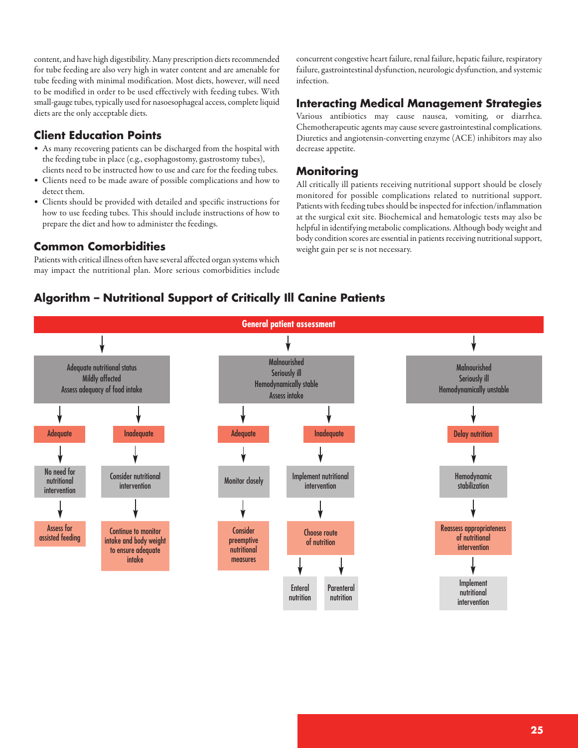content, and have high digestibility. Many prescription diets recommended for tube feeding are also very high in water content and are amenable for tube feeding with minimal modification. Most diets, however, will need to be modified in order to be used effectively with feeding tubes. With small-gauge tubes, typically used for nasoesophageal access, complete liquid diets are the only acceptable diets.

## Client Education Points

- As many recovering patients can be discharged from the hospital with the feeding tube in place (e.g., esophagostomy, gastrostomy tubes), clients need to be instructed how to use and care for the feeding tubes.
- Clients need to be made aware of possible complications and how to detect them.
- Clients should be provided with detailed and specific instructions for how to use feeding tubes. This should include instructions of how to prepare the diet and how to administer the feedings.

## Common Comorbidities

Patients with critical illness often have several affected organ systems which may impact the nutritional plan. More serious comorbidities include concurrent congestive heart failure, renal failure, hepatic failure, respiratory failure, gastrointestinal dysfunction, neurologic dysfunction, and systemic infection.

## Interacting Medical Management Strategies

Various antibiotics may cause nausea, vomiting, or diarrhea. Chemotherapeutic agents may cause severe gastrointestinal complications. Diuretics and angiotensin-converting enzyme (ACE) inhibitors may also decrease appetite.

## Monitoring

All critically ill patients receiving nutritional support should be closely monitored for possible complications related to nutritional support. Patients with feeding tubes should be inspected for infection/inflammation at the surgical exit site. Biochemical and hematologic tests may also be helpful in identifying metabolic complications. Although body weight and body condition scores are essential in patients receiving nutritional support, weight gain per se is not necessary.

## Algorithm – Nutritional Support of Critically Ill Canine Patients

General patient assessment

Adequate nutritional status
Mildly affected
Assess adequacy of food intake

Adequate
No need for nutritional intervention
Assess for assisted feeding

Inadequate
Consider nutritional intervention
Continue to monitor intake and body weight to ensure adequate intake

Malnourished
Seriously ill
Hemodynamically stable
Assess intake

Adequate
Monitor closely
Consider preemptive nutritional measures

Inadequate
Implement nutritional intervention
Choose route of nutrition
Enteral nutrition
Parenteral nutrition

Malnourished
Seriously ill
Hemodynamically unstable

Delay nutrition
Hemodynamic stabilization
Reassess appropriateness of nutritional intervention
Implement nutritional intervention